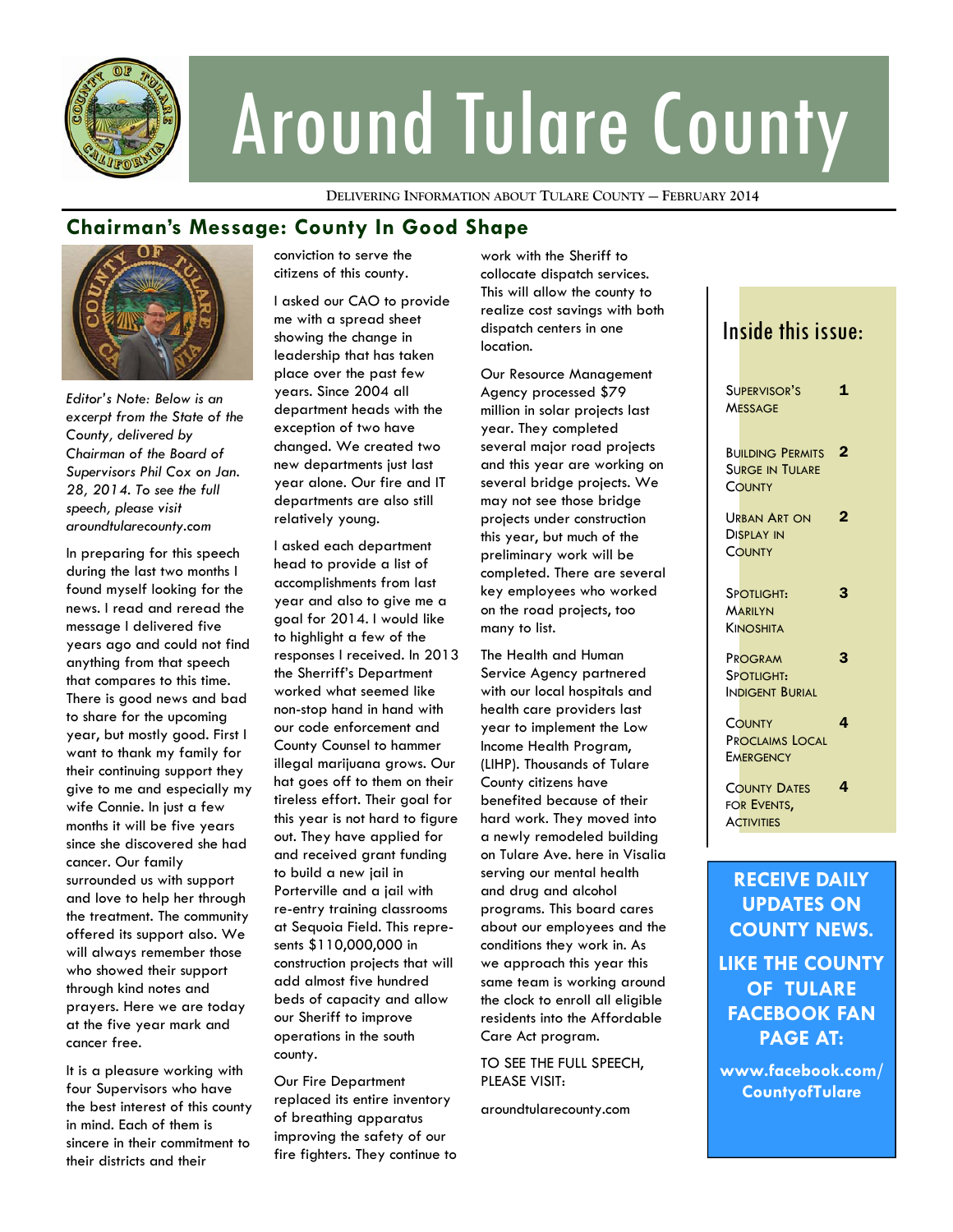# Around Tulare County

DELIVERING INFORMATION ABOUT TULARE COUNTY — FEBRUARY 2014

## Chairman's Message: County In Good Shape

*Editor's Note: Below is an excerpt from the State of the County, delivered by Chairman of the Board of Supervisors Phil Cox on Jan. 28, 2014. To see the full speech, please visit aroundtularecounty.com*

In preparing for this speech during the last two months I found myself looking for the news. I read and reread the message I delivered five years ago and could not find anything from that speech that compares to this time. There is good news and bad to share for the upcoming year, but mostly good. First I want to thank my family for their continuing support they give to me and especially my wife Connie. In just a few months it will be five years since she discovered she had cancer. Our family surrounded us with support and love to help her through the treatment. The community offered its support also. We will always remember those who showed their support through kind notes and prayers. Here we are today at the five year mark and cancer free.

It is a pleasure working with four Supervisors who have the best interest of this county in mind. Each of them is sincere in their commitment to their districts and their conviction to serve the citizens of this county.

I asked our CAO to provide me with a spread sheet showing the change in leadership that has taken place over the past few years. Since 2004 all department heads with the exception of two have changed. We created two new departments just last year alone. Our fire and IT departments are also still relatively young.

I asked each department head to provide a list of accomplishments from last year and also to give me a goal for 2014. I would like to highlight a few of the responses I received. In 2013 the Sherriff's Department worked what seemed like non-stop hand in hand with our code enforcement and County Counsel to hammer illegal marijuana grows. Our hat goes off to them on their tireless effort. Their goal for this year is not hard to figure out. They have applied for and received grant funding to build a new jail in Porterville and a jail with re-entry training classrooms at Sequoia Field. This represents $110,000,000 in construction projects that will add almost five hundred beds of capacity and allow our Sheriff to improve operations in the south county.

Our Fire Department replaced its entire inventory of breathing apparatus improving the safety of our fire fighters. They continue to work with the Sheriff to collocate dispatch services. This will allow the county to realize cost savings with both dispatch centers in one location.

Our Resource Management Agency processed $79 million in solar projects last year. They completed several major road projects and this year are working on several bridge projects. We may not see those bridge projects under construction this year, but much of the preliminary work will be completed. There are several key employees who worked on the road projects, too many to list.

The Health and Human Service Agency partnered with our local hospitals and health care providers last year to implement the Low Income Health Program, (LIHP). Thousands of Tulare County citizens have benefited because of their hard work. They moved into a newly remodeled building on Tulare Ave. here in Visalia serving our mental health and drug and alcohol programs. This board cares about our employees and the conditions they work in. As we approach this year this same team is working around the clock to enroll all eligible residents into the Affordable Care Act program.

TO SEE THE FULL SPEECH, PLEASE VISIT:

aroundtularecounty.com

## Inside this issue:

| | |
|---|---|
| Supervisor's Message | 1 |
| Building Permits Surge in Tulare County | 2 |
| Urban Art on Display in County | 2 |
| Spotlight: Marilyn Kinoshita | 3 |
| Program Spotlight: Indigent Burial | 3 |
| County Proclaims Local Emergency | 4 |
| County Dates for Events, Activities | 4 |

**RECEIVE DAILY UPDATES ON COUNTY NEWS.**

**LIKE THE COUNTY OF TULARE FACEBOOK FAN PAGE AT:**

**www.facebook.com/CountyofTulare**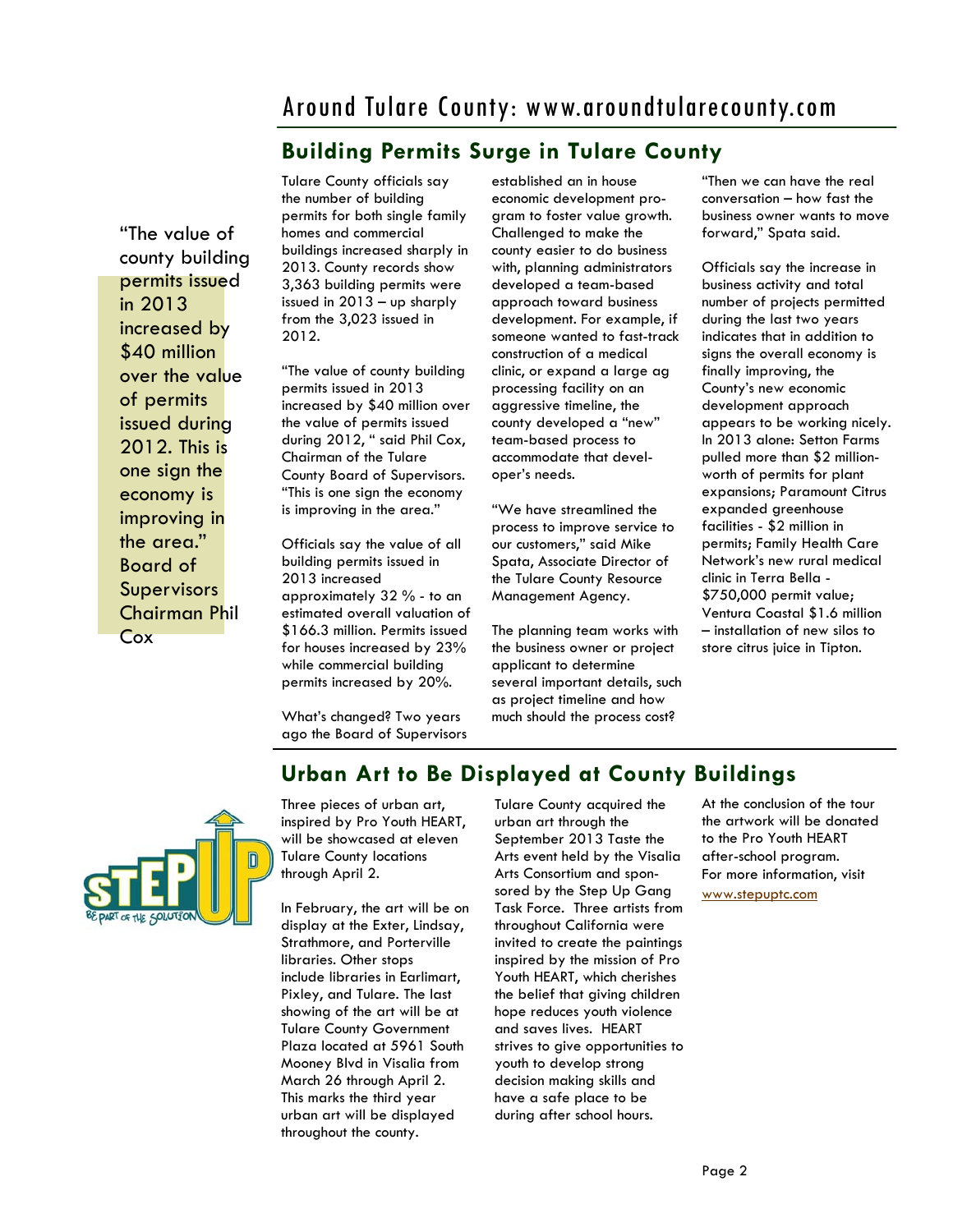## Building Permits Surge in Tulare County

> "The value of county building permits issued in 2013 increased by $40 million over the value of permits issued during 2012. This is one sign the economy is improving in the area." Board of Supervisors Chairman Phil Cox

Tulare County officials say the number of building permits for both single family homes and commercial buildings increased sharply in 2013. County records show 3,363 building permits were issued in 2013 – up sharply from the 3,023 issued in 2012.

"The value of county building permits issued in 2013 increased by $40 million over the value of permits issued during 2012, " said Phil Cox, Chairman of the Tulare County Board of Supervisors. "This is one sign the economy is improving in the area."

Officials say the value of all building permits issued in 2013 increased approximately 32 % - to an estimated overall valuation of $166.3 million. Permits issued for houses increased by 23% while commercial building permits increased by 20%.

What's changed? Two years ago the Board of Supervisors established an in house economic development program to foster value growth. Challenged to make the county easier to do business with, planning administrators developed a team-based approach toward business development. For example, if someone wanted to fast-track construction of a medical clinic, or expand a large ag processing facility on an aggressive timeline, the county developed a "new" team-based process to accommodate that developer's needs.

"We have streamlined the process to improve service to our customers," said Mike Spata, Associate Director of the Tulare County Resource Management Agency.

The planning team works with the business owner or project applicant to determine several important details, such as project timeline and how much should the process cost?

"Then we can have the real conversation – how fast the business owner wants to move forward," Spata said.

Officials say the increase in business activity and total number of projects permitted during the last two years indicates that in addition to signs the overall economy is finally improving, the County's new economic development approach appears to be working nicely. In 2013 alone: Setton Farms pulled more than $2 million-worth of permits for plant expansions; Paramount Citrus expanded greenhouse facilities - $2 million in permits; Family Health Care Network's new rural medical clinic in Terra Bella - $750,000 permit value; Ventura Coastal $1.6 million – installation of new silos to store citrus juice in Tipton.

## Urban Art to Be Displayed at County Buildings

Three pieces of urban art, inspired by Pro Youth HEART, will be showcased at eleven Tulare County locations through April 2.

In February, the art will be on display at the Exter, Lindsay, Strathmore, and Porterville libraries. Other stops include libraries in Earlimart, Pixley, and Tulare. The last showing of the art will be at Tulare County Government Plaza located at 5961 South Mooney Blvd in Visalia from March 26 through April 2. This marks the third year urban art will be displayed throughout the county.

Tulare County acquired the urban art through the September 2013 Taste the Arts event held by the Visalia Arts Consortium and sponsored by the Step Up Gang Task Force. Three artists from throughout California were invited to create the paintings inspired by the mission of Pro Youth HEART, which cherishes the belief that giving children hope reduces youth violence and saves lives. HEART strives to give opportunities to youth to develop strong decision making skills and have a safe place to be during after school hours.

At the conclusion of the tour the artwork will be donated to the Pro Youth HEART after-school program. For more information, visit www.stepuptc.com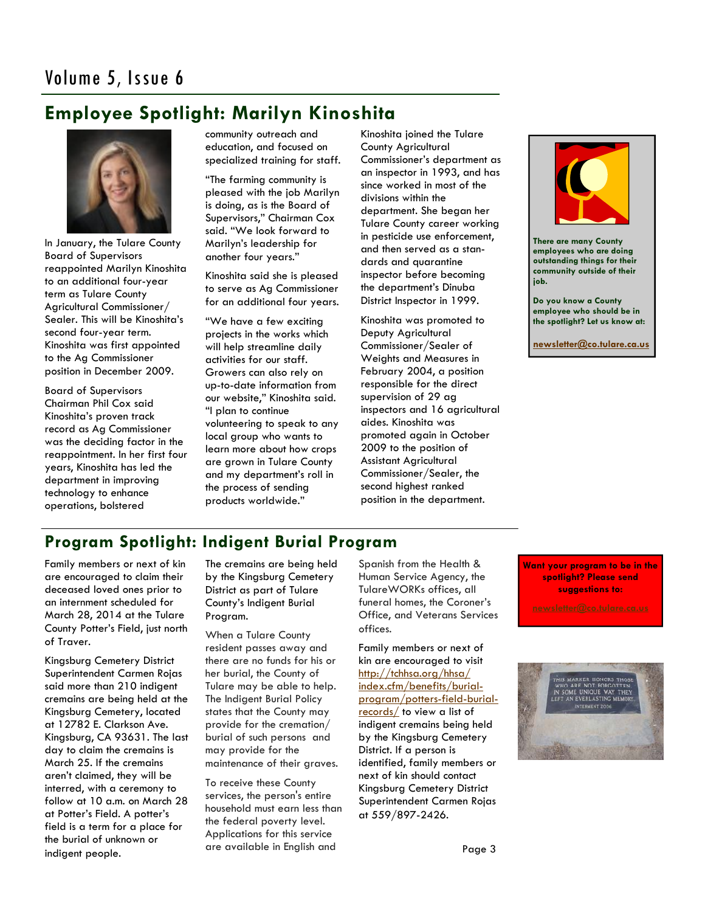## Employee Spotlight: Marilyn Kinoshita

In January, the Tulare County Board of Supervisors reappointed Marilyn Kinoshita to an additional four-year term as Tulare County Agricultural Commissioner/Sealer. This will be Kinoshita's second four-year term. Kinoshita was first appointed to the Ag Commissioner position in December 2009.

Board of Supervisors Chairman Phil Cox said Kinoshita's proven track record as Ag Commissioner was the deciding factor in the reappointment. In her first four years, Kinoshita has led the department in improving technology to enhance operations, bolstered community outreach and education, and focused on specialized training for staff.

"The farming community is pleased with the job Marilyn is doing, as is the Board of Supervisors," Chairman Cox said. "We look forward to Marilyn's leadership for another four years."

Kinoshita said she is pleased to serve as Ag Commissioner for an additional four years.

"We have a few exciting projects in the works which will help streamline daily activities for our staff. Growers can also rely on up-to-date information from our website," Kinoshita said. "I plan to continue volunteering to speak to any local group who wants to learn more about how crops are grown in Tulare County and my department's roll in the process of sending products worldwide."

Kinoshita joined the Tulare County Agricultural Commissioner's department as an inspector in 1993, and has since worked in most of the divisions within the department. She began her Tulare County career working in pesticide use enforcement, and then served as a standards and quarantine inspector before becoming the department's Dinuba District Inspector in 1999.

Kinoshita was promoted to Deputy Agricultural Commissioner/Sealer of Weights and Measures in February 2004, a position responsible for the direct supervision of 29 ag inspectors and 16 agricultural aides. Kinoshita was promoted again in October 2009 to the position of Assistant Agricultural Commissioner/Sealer, the second highest ranked position in the department.

**There are many County employees who are doing outstanding things for their community outside of their job.**

**Do you know a County employee who should be in the spotlight? Let us know at:**

**newsletter@co.tulare.ca.us**

## Program Spotlight: Indigent Burial Program

Family members or next of kin are encouraged to claim their deceased loved ones prior to an internment scheduled for March 28, 2014 at the Tulare County Potter's Field, just north of Traver.

Kingsburg Cemetery District Superintendent Carmen Rojas said more than 210 indigent cremains are being held at the Kingsburg Cemetery, located at 12782 E. Clarkson Ave. Kingsburg, CA 93631. The last day to claim the cremains is March 25. If the cremains aren't claimed, they will be interred, with a ceremony to follow at 10 a.m. on March 28 at Potter's Field. A potter's field is a term for a place for the burial of unknown or indigent people.

The cremains are being held by the Kingsburg Cemetery District as part of Tulare County's Indigent Burial Program.

When a Tulare County resident passes away and there are no funds for his or her burial, the County of Tulare may be able to help. The Indigent Burial Policy states that the County may provide for the cremation/burial of such persons and may provide for the maintenance of their graves.

To receive these County services, the person's entire household must earn less than the federal poverty level. Applications for this service are available in English and Spanish from the Health & Human Service Agency, the TulareWORKs offices, all funeral homes, the Coroner's Office, and Veterans Services offices.

Family members or next of kin are encouraged to visit http://tchhsa.org/hhsa/index.cfm/benefits/burial-program/potters-field-burial-records/ to view a list of indigent cremains being held by the Kingsburg Cemetery District. If a person is identified, family members or next of kin should contact Kingsburg Cemetery District Superintendent Carmen Rojas at 559/897-2426.

**Want your program to be in the spotlight? Please send suggestions to:**

**newsletter@co.tulare.ca.us**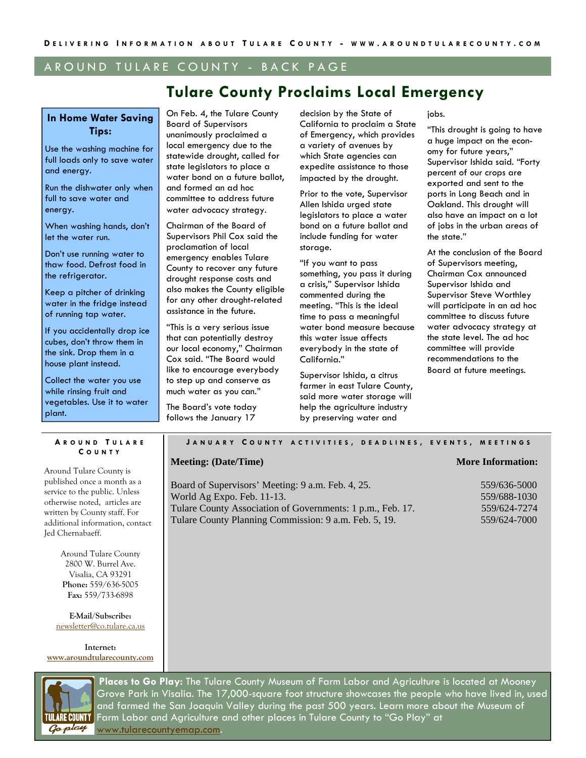## AROUND TULARE COUNTY - BACK PAGE

# Tulare County Proclaims Local Emergency

### In Home Water Saving Tips:

Use the washing machine for full loads only to save water and energy.

Run the dishwater only when full to save water and energy.

When washing hands, don't let the water run.

Don't use running water to thaw food. Defrost food in the refrigerator.

Keep a pitcher of drinking water in the fridge instead of running tap water.

If you accidentally drop ice cubes, don't throw them in the sink. Drop them in a house plant instead.

Collect the water you use while rinsing fruit and vegetables. Use it to water plant.

On Feb. 4, the Tulare County Board of Supervisors unanimously proclaimed a local emergency due to the statewide drought, called for state legislators to place a water bond on a future ballot, and formed an ad hoc committee to address future water advocacy strategy.

Chairman of the Board of Supervisors Phil Cox said the proclamation of local emergency enables Tulare County to recover any future drought response costs and also makes the County eligible for any other drought-related assistance in the future.

"This is a very serious issue that can potentially destroy our local economy," Chairman Cox said. "The Board would like to encourage everybody to step up and conserve as much water as you can."

The Board's vote today follows the January 17 decision by the State of California to proclaim a State of Emergency, which provides a variety of avenues by which State agencies can expedite assistance to those impacted by the drought.

Prior to the vote, Supervisor Allen Ishida urged state legislators to place a water bond on a future ballot and include funding for water storage.

"If you want to pass something, you pass it during a crisis," Supervisor Ishida commented during the meeting. "This is the ideal time to pass a meaningful water bond measure because this water issue affects everybody in the state of California."

Supervisor Ishida, a citrus farmer in east Tulare County, said more water storage will help the agriculture industry by preserving water and jobs.

"This drought is going to have a huge impact on the economy for future years," Supervisor Ishida said. "Forty percent of our crops are exported and sent to the ports in Long Beach and in Oakland. This drought will also have an impact on a lot of jobs in the urban areas of the state."

At the conclusion of the Board of Supervisors meeting, Chairman Cox announced Supervisor Ishida and Supervisor Steve Worthley will participate in an ad hoc committee to discuss future water advocacy strategy at the state level. The ad hoc committee will provide recommendations to the Board at future meetings.

### Around Tulare County

Around Tulare County is published once a month as a service to the public. Unless otherwise noted, articles are written by County staff. For additional information, contact Jed Chernabaeff.

Around Tulare County
2800 W. Burrel Ave.
Visalia, CA 93291
**Phone:** 559/636-5005
**Fax:** 559/733-6898

**E-Mail/Subscribe:**
newsletter@co.tulare.ca.us

**Internet:**
www.aroundtularecounty.com

### January County activities, deadlines, events, meetings

| Meeting: (Date/Time) | More Information: |
|---|---|
| Board of Supervisors' Meeting: 9 a.m. Feb. 4, 25. | 559/636-5000 |
| World Ag Expo. Feb. 11-13. | 559/688-1030 |
| Tulare County Association of Governments: 1 p.m., Feb. 17. | 559/624-7274 |
| Tulare County Planning Commission: 9 a.m. Feb. 5, 19. | 559/624-7000 |

**Places to Go Play:** The Tulare County Museum of Farm Labor and Agriculture is located at Mooney Grove Park in Visalia. The 17,000-square foot structure showcases the people who have lived in, used and farmed the San Joaquin Valley during the past 500 years. Learn more about the Museum of Farm Labor and Agriculture and other places in Tulare County to "Go Play" at www.tularecountyemap.com.